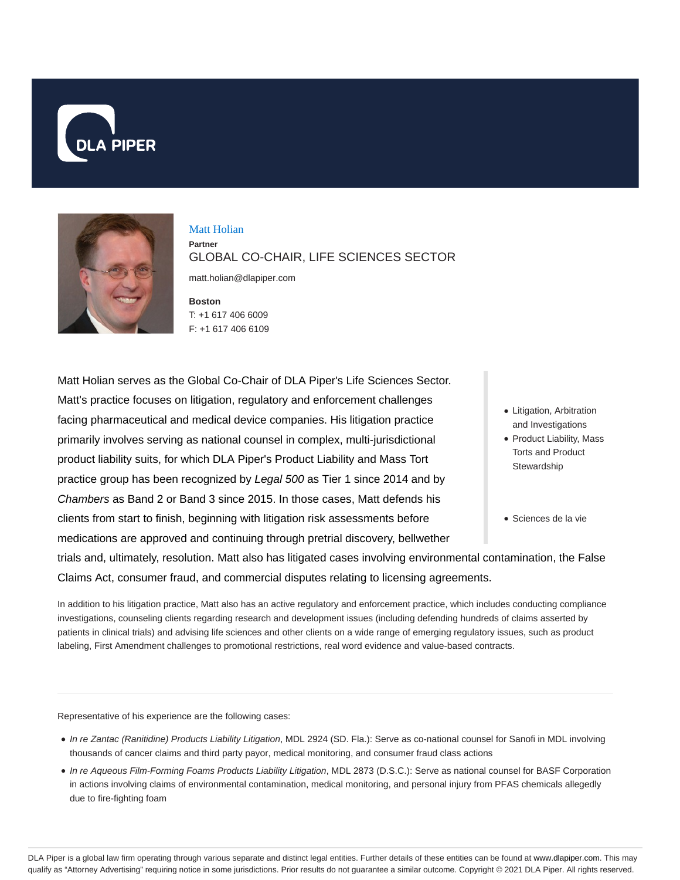DLA PIPER

# Matt Holian

**Partner**

GLOBAL CO-CHAIR, LIFE SCIENCES SECTOR

matt.holian@dlapiper.com

**Boston**
T: +1 617 406 6009
F: +1 617 406 6109

Matt Holian serves as the Global Co-Chair of DLA Piper's Life Sciences Sector. Matt's practice focuses on litigation, regulatory and enforcement challenges facing pharmaceutical and medical device companies. His litigation practice primarily involves serving as national counsel in complex, multi-jurisdictional product liability suits, for which DLA Piper's Product Liability and Mass Tort practice group has been recognized by *Legal 500* as Tier 1 since 2014 and by *Chambers* as Band 2 or Band 3 since 2015. In those cases, Matt defends his clients from start to finish, beginning with litigation risk assessments before medications are approved and continuing through pretrial discovery, bellwether trials and, ultimately, resolution. Matt also has litigated cases involving environmental contamination, the False Claims Act, consumer fraud, and commercial disputes relating to licensing agreements.

- Litigation, Arbitration and Investigations
- Product Liability, Mass Torts and Product Stewardship

- Sciences de la vie

In addition to his litigation practice, Matt also has an active regulatory and enforcement practice, which includes conducting compliance investigations, counseling clients regarding research and development issues (including defending hundreds of claims asserted by patients in clinical trials) and advising life sciences and other clients on a wide range of emerging regulatory issues, such as product labeling, First Amendment challenges to promotional restrictions, real word evidence and value-based contracts.

Representative of his experience are the following cases:

- *In re Zantac (Ranitidine) Products Liability Litigation*, MDL 2924 (SD. Fla.): Serve as co-national counsel for Sanofi in MDL involving thousands of cancer claims and third party payor, medical monitoring, and consumer fraud class actions
- *In re Aqueous Film-Forming Foams Products Liability Litigation*, MDL 2873 (D.S.C.): Serve as national counsel for BASF Corporation in actions involving claims of environmental contamination, medical monitoring, and personal injury from PFAS chemicals allegedly due to fire-fighting foam

DLA Piper is a global law firm operating through various separate and distinct legal entities. Further details of these entities can be found at www.dlapiper.com. This may qualify as "Attorney Advertising" requiring notice in some jurisdictions. Prior results do not guarantee a similar outcome. Copyright © 2021 DLA Piper. All rights reserved.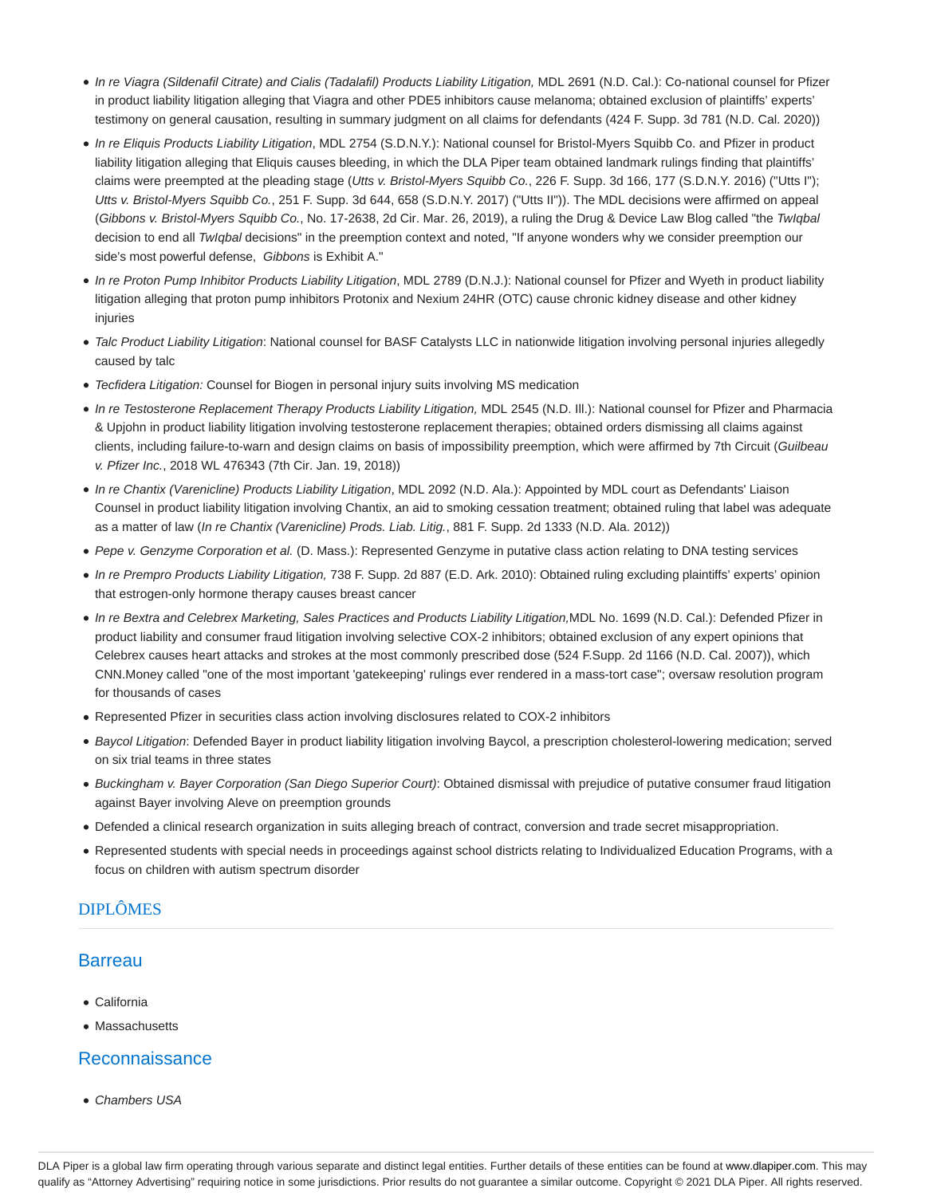- *In re Viagra (Sildenafil Citrate) and Cialis (Tadalafil) Products Liability Litigation,* MDL 2691 (N.D. Cal.): Co-national counsel for Pfizer in product liability litigation alleging that Viagra and other PDE5 inhibitors cause melanoma; obtained exclusion of plaintiffs' experts' testimony on general causation, resulting in summary judgment on all claims for defendants (424 F. Supp. 3d 781 (N.D. Cal. 2020))
- *In re Eliquis Products Liability Litigation*, MDL 2754 (S.D.N.Y.): National counsel for Bristol-Myers Squibb Co. and Pfizer in product liability litigation alleging that Eliquis causes bleeding, in which the DLA Piper team obtained landmark rulings finding that plaintiffs' claims were preempted at the pleading stage (*Utts v. Bristol-Myers Squibb Co.*, 226 F. Supp. 3d 166, 177 (S.D.N.Y. 2016) ("Utts I"); *Utts v. Bristol-Myers Squibb Co.*, 251 F. Supp. 3d 644, 658 (S.D.N.Y. 2017) ("Utts II")). The MDL decisions were affirmed on appeal (*Gibbons v. Bristol-Myers Squibb Co.*, No. 17-2638, 2d Cir. Mar. 26, 2019), a ruling the Drug & Device Law Blog called "the *TwIqbal* decision to end all *TwIqbal* decisions" in the preemption context and noted, "If anyone wonders why we consider preemption our side's most powerful defense, *Gibbons* is Exhibit A."
- *In re Proton Pump Inhibitor Products Liability Litigation*, MDL 2789 (D.N.J.): National counsel for Pfizer and Wyeth in product liability litigation alleging that proton pump inhibitors Protonix and Nexium 24HR (OTC) cause chronic kidney disease and other kidney injuries
- *Talc Product Liability Litigation*: National counsel for BASF Catalysts LLC in nationwide litigation involving personal injuries allegedly caused by talc
- *Tecfidera Litigation:* Counsel for Biogen in personal injury suits involving MS medication
- *In re Testosterone Replacement Therapy Products Liability Litigation,* MDL 2545 (N.D. Ill.): National counsel for Pfizer and Pharmacia & Upjohn in product liability litigation involving testosterone replacement therapies; obtained orders dismissing all claims against clients, including failure-to-warn and design claims on basis of impossibility preemption, which were affirmed by 7th Circuit (*Guilbeau v. Pfizer Inc.*, 2018 WL 476343 (7th Cir. Jan. 19, 2018))
- *In re Chantix (Varenicline) Products Liability Litigation*, MDL 2092 (N.D. Ala.): Appointed by MDL court as Defendants' Liaison Counsel in product liability litigation involving Chantix, an aid to smoking cessation treatment; obtained ruling that label was adequate as a matter of law (*In re Chantix (Varenicline) Prods. Liab. Litig.*, 881 F. Supp. 2d 1333 (N.D. Ala. 2012))
- *Pepe v. Genzyme Corporation et al.* (D. Mass.): Represented Genzyme in putative class action relating to DNA testing services
- *In re Prempro Products Liability Litigation,* 738 F. Supp. 2d 887 (E.D. Ark. 2010): Obtained ruling excluding plaintiffs' experts' opinion that estrogen-only hormone therapy causes breast cancer
- *In re Bextra and Celebrex Marketing, Sales Practices and Products Liability Litigation,*MDL No. 1699 (N.D. Cal.): Defended Pfizer in product liability and consumer fraud litigation involving selective COX-2 inhibitors; obtained exclusion of any expert opinions that Celebrex causes heart attacks and strokes at the most commonly prescribed dose (524 F.Supp. 2d 1166 (N.D. Cal. 2007)), which CNN.Money called "one of the most important 'gatekeeping' rulings ever rendered in a mass-tort case"; oversaw resolution program for thousands of cases
- Represented Pfizer in securities class action involving disclosures related to COX-2 inhibitors
- *Baycol Litigation*: Defended Bayer in product liability litigation involving Baycol, a prescription cholesterol-lowering medication; served on six trial teams in three states
- *Buckingham v. Bayer Corporation (San Diego Superior Court)*: Obtained dismissal with prejudice of putative consumer fraud litigation against Bayer involving Aleve on preemption grounds
- Defended a clinical research organization in suits alleging breach of contract, conversion and trade secret misappropriation.
- Represented students with special needs in proceedings against school districts relating to Individualized Education Programs, with a focus on children with autism spectrum disorder

## DIPLÔMES

### Barreau

- California
- Massachusetts

### Reconnaissance

- *Chambers USA*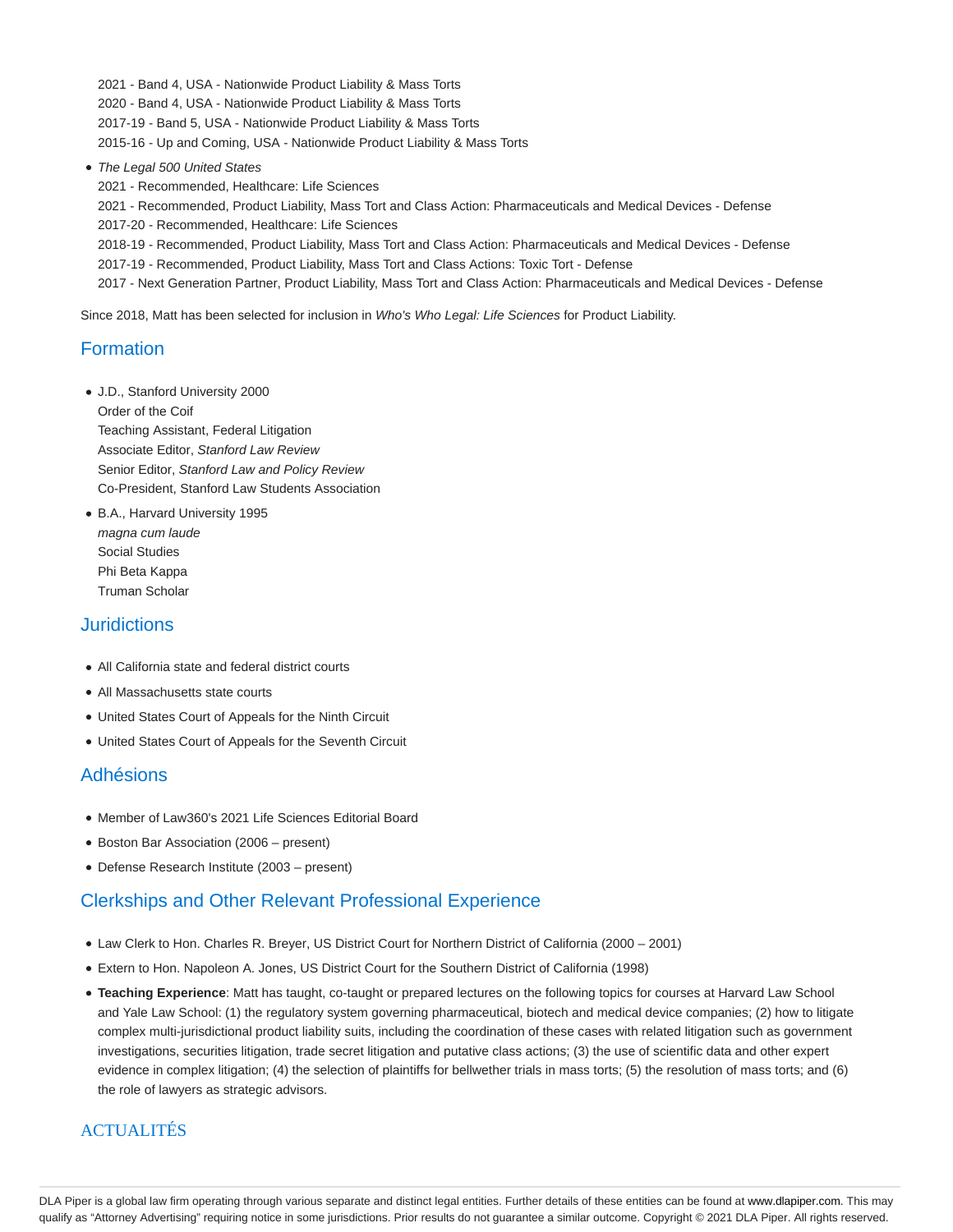2021 - Band 4, USA - Nationwide Product Liability & Mass Torts
2020 - Band 4, USA - Nationwide Product Liability & Mass Torts
2017-19 - Band 5, USA - Nationwide Product Liability & Mass Torts
2015-16 - Up and Coming, USA - Nationwide Product Liability & Mass Torts

- *The Legal 500 United States*
  2021 - Recommended, Healthcare: Life Sciences
  2021 - Recommended, Product Liability, Mass Tort and Class Action: Pharmaceuticals and Medical Devices - Defense
  2017-20 - Recommended, Healthcare: Life Sciences
  2018-19 - Recommended, Product Liability, Mass Tort and Class Action: Pharmaceuticals and Medical Devices - Defense
  2017-19 - Recommended, Product Liability, Mass Tort and Class Actions: Toxic Tort - Defense
  2017 - Next Generation Partner, Product Liability, Mass Tort and Class Action: Pharmaceuticals and Medical Devices - Defense

Since 2018, Matt has been selected for inclusion in *Who's Who Legal: Life Sciences* for Product Liability.

## Formation

- J.D., Stanford University 2000
  Order of the Coif
  Teaching Assistant, Federal Litigation
  Associate Editor, *Stanford Law Review*
  Senior Editor, *Stanford Law and Policy Review*
  Co-President, Stanford Law Students Association
- B.A., Harvard University 1995
  *magna cum laude*
  Social Studies
  Phi Beta Kappa
  Truman Scholar

## Juridictions

- All California state and federal district courts
- All Massachusetts state courts
- United States Court of Appeals for the Ninth Circuit
- United States Court of Appeals for the Seventh Circuit

## Adhésions

- Member of Law360's 2021 Life Sciences Editorial Board
- Boston Bar Association (2006 – present)
- Defense Research Institute (2003 – present)

## Clerkships and Other Relevant Professional Experience

- Law Clerk to Hon. Charles R. Breyer, US District Court for Northern District of California (2000 – 2001)
- Extern to Hon. Napoleon A. Jones, US District Court for the Southern District of California (1998)
- **Teaching Experience**: Matt has taught, co-taught or prepared lectures on the following topics for courses at Harvard Law School and Yale Law School: (1) the regulatory system governing pharmaceutical, biotech and medical device companies; (2) how to litigate complex multi-jurisdictional product liability suits, including the coordination of these cases with related litigation such as government investigations, securities litigation, trade secret litigation and putative class actions; (3) the use of scientific data and other expert evidence in complex litigation; (4) the selection of plaintiffs for bellwether trials in mass torts; (5) the resolution of mass torts; and (6) the role of lawyers as strategic advisors.

## ACTUALITÉS

DLA Piper is a global law firm operating through various separate and distinct legal entities. Further details of these entities can be found at www.dlapiper.com. This may qualify as "Attorney Advertising" requiring notice in some jurisdictions. Prior results do not guarantee a similar outcome. Copyright © 2021 DLA Piper. All rights reserved.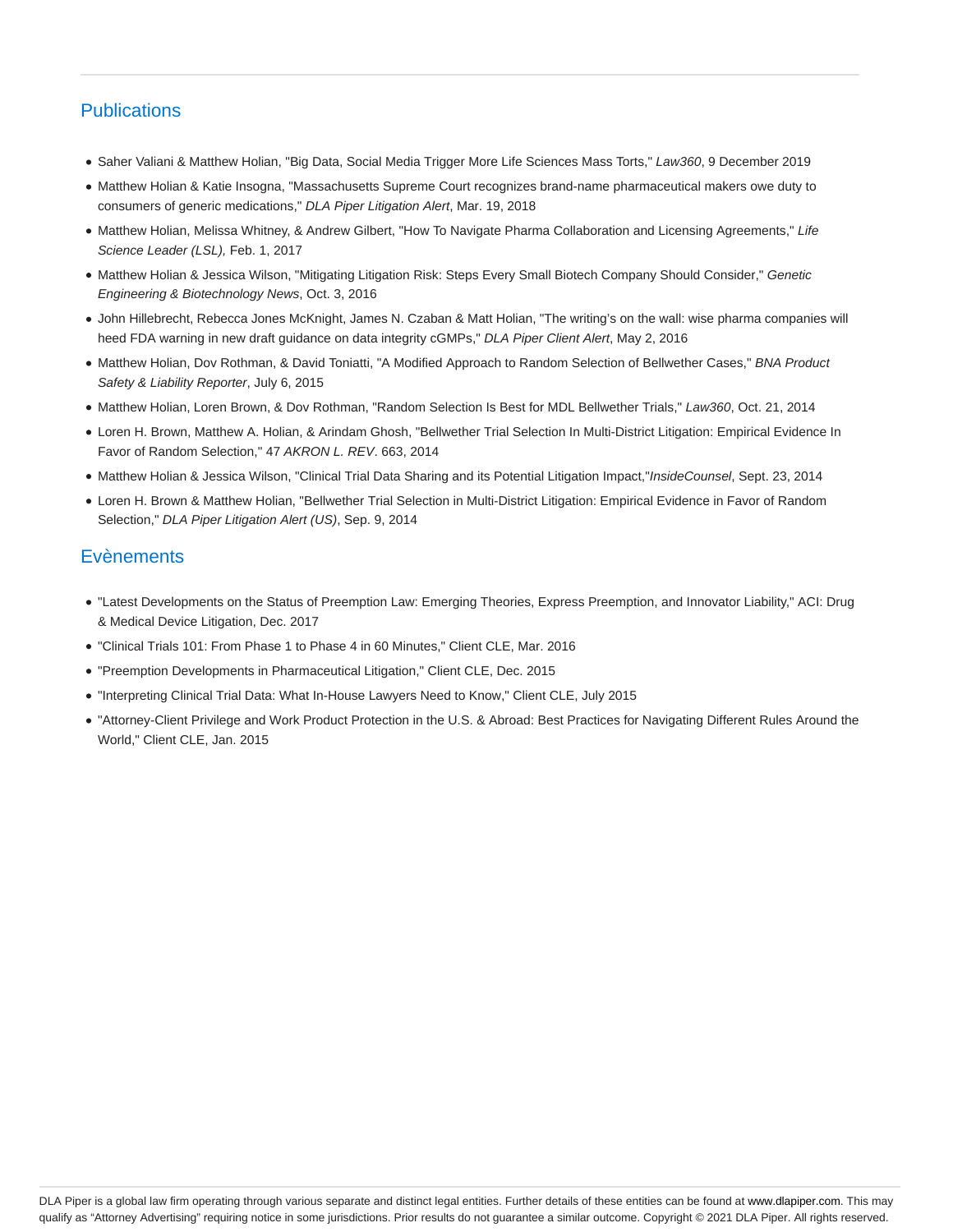## Publications

- Saher Valiani & Matthew Holian, "Big Data, Social Media Trigger More Life Sciences Mass Torts," *Law360*, 9 December 2019
- Matthew Holian & Katie Insogna, "Massachusetts Supreme Court recognizes brand-name pharmaceutical makers owe duty to consumers of generic medications," *DLA Piper Litigation Alert*, Mar. 19, 2018
- Matthew Holian, Melissa Whitney, & Andrew Gilbert, "How To Navigate Pharma Collaboration and Licensing Agreements," *Life Science Leader (LSL),* Feb. 1, 2017
- Matthew Holian & Jessica Wilson, "Mitigating Litigation Risk: Steps Every Small Biotech Company Should Consider," *Genetic Engineering & Biotechnology News*, Oct. 3, 2016
- John Hillebrecht, Rebecca Jones McKnight, James N. Czaban & Matt Holian, "The writing's on the wall: wise pharma companies will heed FDA warning in new draft guidance on data integrity cGMPs," *DLA Piper Client Alert*, May 2, 2016
- Matthew Holian, Dov Rothman, & David Toniatti, "A Modified Approach to Random Selection of Bellwether Cases," *BNA Product Safety & Liability Reporter*, July 6, 2015
- Matthew Holian, Loren Brown, & Dov Rothman, "Random Selection Is Best for MDL Bellwether Trials," *Law360*, Oct. 21, 2014
- Loren H. Brown, Matthew A. Holian, & Arindam Ghosh, "Bellwether Trial Selection In Multi-District Litigation: Empirical Evidence In Favor of Random Selection," 47 *AKRON L. REV*. 663, 2014
- Matthew Holian & Jessica Wilson, "Clinical Trial Data Sharing and its Potential Litigation Impact,"*InsideCounsel*, Sept. 23, 2014
- Loren H. Brown & Matthew Holian, "Bellwether Trial Selection in Multi-District Litigation: Empirical Evidence in Favor of Random Selection," *DLA Piper Litigation Alert (US)*, Sep. 9, 2014

## Evènements

- "Latest Developments on the Status of Preemption Law: Emerging Theories, Express Preemption, and Innovator Liability," ACI: Drug & Medical Device Litigation, Dec. 2017
- "Clinical Trials 101: From Phase 1 to Phase 4 in 60 Minutes," Client CLE, Mar. 2016
- "Preemption Developments in Pharmaceutical Litigation," Client CLE, Dec. 2015
- "Interpreting Clinical Trial Data: What In-House Lawyers Need to Know," Client CLE, July 2015
- "Attorney-Client Privilege and Work Product Protection in the U.S. & Abroad: Best Practices for Navigating Different Rules Around the World," Client CLE, Jan. 2015